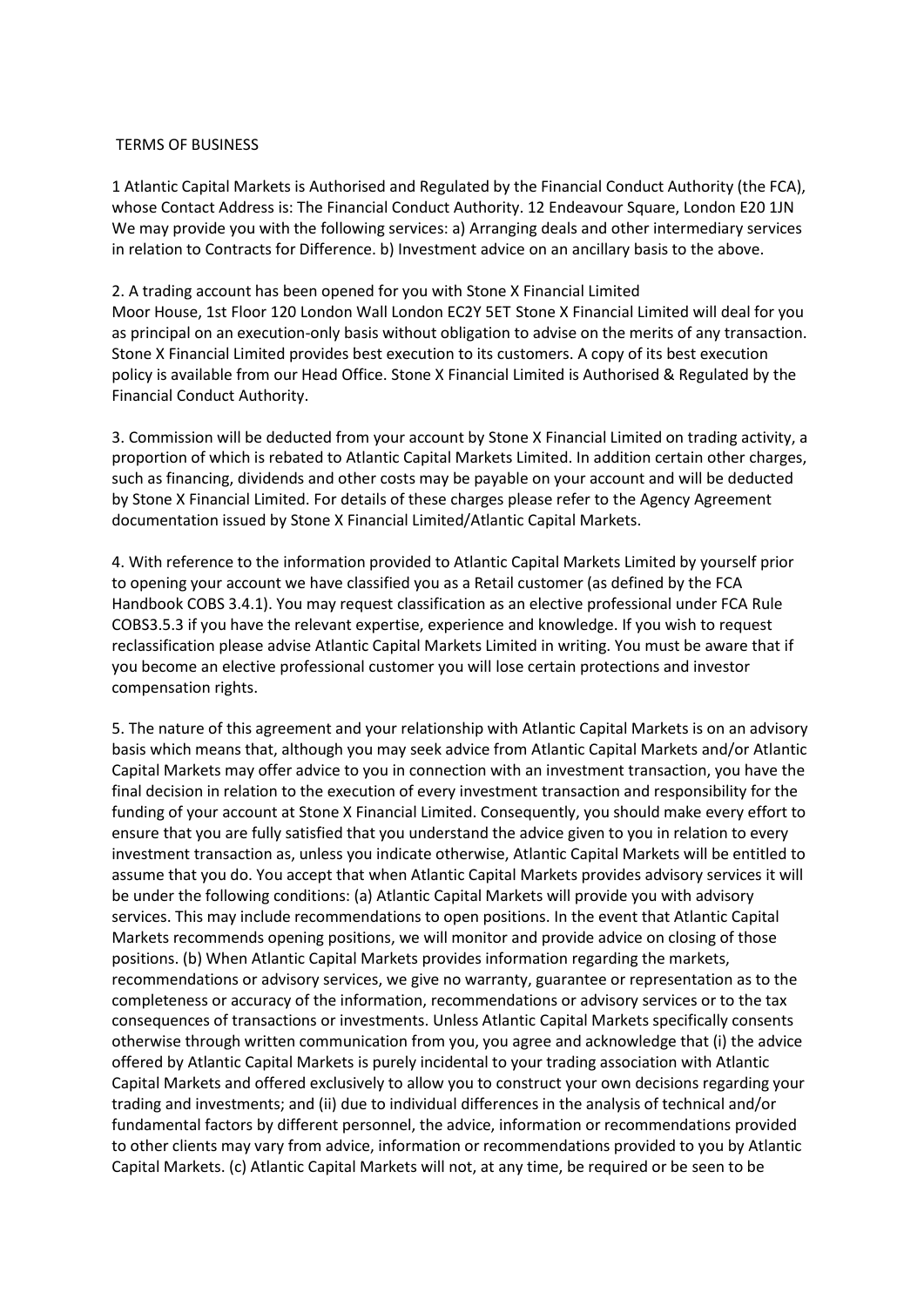# TERMS OF BUSINESS

1 Atlantic Capital Markets is Authorised and Regulated by the Financial Conduct Authority (the FCA), whose Contact Address is: The Financial Conduct Authority. 12 Endeavour Square, London E20 1JN We may provide you with the following services: a) Arranging deals and other intermediary services in relation to Contracts for Difference. b) Investment advice on an ancillary basis to the above.

2. A trading account has been opened for you with Stone X Financial Limited Moor House, 1st Floor 120 London Wall London EC2Y 5ET Stone X Financial Limited will deal for you as principal on an execution-only basis without obligation to advise on the merits of any transaction. Stone X Financial Limited provides best execution to its customers. A copy of its best execution policy is available from our Head Office. Stone X Financial Limited is Authorised & Regulated by the Financial Conduct Authority.

3. Commission will be deducted from your account by Stone X Financial Limited on trading activity, a proportion of which is rebated to Atlantic Capital Markets Limited. In addition certain other charges, such as financing, dividends and other costs may be payable on your account and will be deducted by Stone X Financial Limited. For details of these charges please refer to the Agency Agreement documentation issued by Stone X Financial Limited/Atlantic Capital Markets.

4. With reference to the information provided to Atlantic Capital Markets Limited by yourself prior to opening your account we have classified you as a Retail customer (as defined by the FCA Handbook COBS 3.4.1). You may request classification as an elective professional under FCA Rule COBS3.5.3 if you have the relevant expertise, experience and knowledge. If you wish to request reclassification please advise Atlantic Capital Markets Limited in writing. You must be aware that if you become an elective professional customer you will lose certain protections and investor compensation rights.

5. The nature of this agreement and your relationship with Atlantic Capital Markets is on an advisory basis which means that, although you may seek advice from Atlantic Capital Markets and/or Atlantic Capital Markets may offer advice to you in connection with an investment transaction, you have the final decision in relation to the execution of every investment transaction and responsibility for the funding of your account at Stone X Financial Limited. Consequently, you should make every effort to ensure that you are fully satisfied that you understand the advice given to you in relation to every investment transaction as, unless you indicate otherwise, Atlantic Capital Markets will be entitled to assume that you do. You accept that when Atlantic Capital Markets provides advisory services it will be under the following conditions: (a) Atlantic Capital Markets will provide you with advisory services. This may include recommendations to open positions. In the event that Atlantic Capital Markets recommends opening positions, we will monitor and provide advice on closing of those positions. (b) When Atlantic Capital Markets provides information regarding the markets, recommendations or advisory services, we give no warranty, guarantee or representation as to the completeness or accuracy of the information, recommendations or advisory services or to the tax consequences of transactions or investments. Unless Atlantic Capital Markets specifically consents otherwise through written communication from you, you agree and acknowledge that (i) the advice offered by Atlantic Capital Markets is purely incidental to your trading association with Atlantic Capital Markets and offered exclusively to allow you to construct your own decisions regarding your trading and investments; and (ii) due to individual differences in the analysis of technical and/or fundamental factors by different personnel, the advice, information or recommendations provided to other clients may vary from advice, information or recommendations provided to you by Atlantic Capital Markets. (c) Atlantic Capital Markets will not, at any time, be required or be seen to be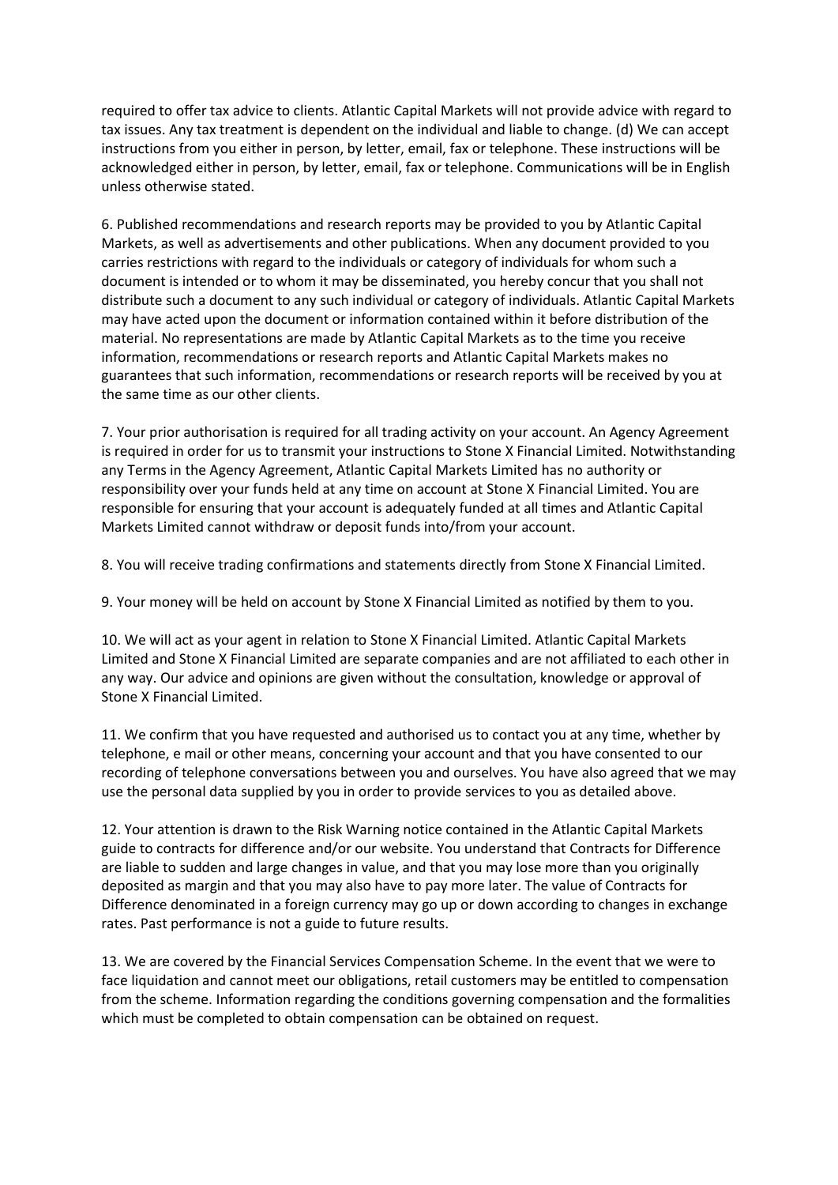required to offer tax advice to clients. Atlantic Capital Markets will not provide advice with regard to tax issues. Any tax treatment is dependent on the individual and liable to change. (d) We can accept instructions from you either in person, by letter, email, fax or telephone. These instructions will be acknowledged either in person, by letter, email, fax or telephone. Communications will be in English unless otherwise stated.

6. Published recommendations and research reports may be provided to you by Atlantic Capital Markets, as well as advertisements and other publications. When any document provided to you carries restrictions with regard to the individuals or category of individuals for whom such a document is intended or to whom it may be disseminated, you hereby concur that you shall not distribute such a document to any such individual or category of individuals. Atlantic Capital Markets may have acted upon the document or information contained within it before distribution of the material. No representations are made by Atlantic Capital Markets as to the time you receive information, recommendations or research reports and Atlantic Capital Markets makes no guarantees that such information, recommendations or research reports will be received by you at the same time as our other clients.

7. Your prior authorisation is required for all trading activity on your account. An Agency Agreement is required in order for us to transmit your instructions to Stone X Financial Limited. Notwithstanding any Terms in the Agency Agreement, Atlantic Capital Markets Limited has no authority or responsibility over your funds held at any time on account at Stone X Financial Limited. You are responsible for ensuring that your account is adequately funded at all times and Atlantic Capital Markets Limited cannot withdraw or deposit funds into/from your account.

8. You will receive trading confirmations and statements directly from Stone X Financial Limited.

9. Your money will be held on account by Stone X Financial Limited as notified by them to you.

10. We will act as your agent in relation to Stone X Financial Limited. Atlantic Capital Markets Limited and Stone X Financial Limited are separate companies and are not affiliated to each other in any way. Our advice and opinions are given without the consultation, knowledge or approval of Stone X Financial Limited.

11. We confirm that you have requested and authorised us to contact you at any time, whether by telephone, e mail or other means, concerning your account and that you have consented to our recording of telephone conversations between you and ourselves. You have also agreed that we may use the personal data supplied by you in order to provide services to you as detailed above.

12. Your attention is drawn to the Risk Warning notice contained in the Atlantic Capital Markets guide to contracts for difference and/or our website. You understand that Contracts for Difference are liable to sudden and large changes in value, and that you may lose more than you originally deposited as margin and that you may also have to pay more later. The value of Contracts for Difference denominated in a foreign currency may go up or down according to changes in exchange rates. Past performance is not a guide to future results.

13. We are covered by the Financial Services Compensation Scheme. In the event that we were to face liquidation and cannot meet our obligations, retail customers may be entitled to compensation from the scheme. Information regarding the conditions governing compensation and the formalities which must be completed to obtain compensation can be obtained on request.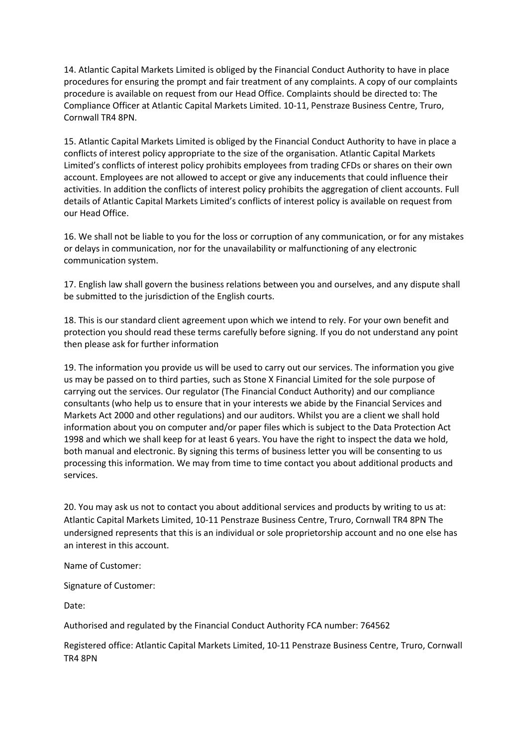14. Atlantic Capital Markets Limited is obliged by the Financial Conduct Authority to have in place procedures for ensuring the prompt and fair treatment of any complaints. A copy of our complaints procedure is available on request from our Head Office. Complaints should be directed to: The Compliance Officer at Atlantic Capital Markets Limited. 10-11, Penstraze Business Centre, Truro, Cornwall TR4 8PN.

15. Atlantic Capital Markets Limited is obliged by the Financial Conduct Authority to have in place a conflicts of interest policy appropriate to the size of the organisation. Atlantic Capital Markets Limited's conflicts of interest policy prohibits employees from trading CFDs or shares on their own account. Employees are not allowed to accept or give any inducements that could influence their activities. In addition the conflicts of interest policy prohibits the aggregation of client accounts. Full details of Atlantic Capital Markets Limited's conflicts of interest policy is available on request from our Head Office.

16. We shall not be liable to you for the loss or corruption of any communication, or for any mistakes or delays in communication, nor for the unavailability or malfunctioning of any electronic communication system.

17. English law shall govern the business relations between you and ourselves, and any dispute shall be submitted to the jurisdiction of the English courts.

18. This is our standard client agreement upon which we intend to rely. For your own benefit and protection you should read these terms carefully before signing. If you do not understand any point then please ask for further information

19. The information you provide us will be used to carry out our services. The information you give us may be passed on to third parties, such as Stone X Financial Limited for the sole purpose of carrying out the services. Our regulator (The Financial Conduct Authority) and our compliance consultants (who help us to ensure that in your interests we abide by the Financial Services and Markets Act 2000 and other regulations) and our auditors. Whilst you are a client we shall hold information about you on computer and/or paper files which is subject to the Data Protection Act 1998 and which we shall keep for at least 6 years. You have the right to inspect the data we hold, both manual and electronic. By signing this terms of business letter you will be consenting to us processing this information. We may from time to time contact you about additional products and services.

20. You may ask us not to contact you about additional services and products by writing to us at: Atlantic Capital Markets Limited, 10-11 Penstraze Business Centre, Truro, Cornwall TR4 8PN The undersigned represents that this is an individual or sole proprietorship account and no one else has an interest in this account.

Name of Customer:

Signature of Customer:

Date:

Authorised and regulated by the Financial Conduct Authority FCA number: 764562

Registered office: Atlantic Capital Markets Limited, 10-11 Penstraze Business Centre, Truro, Cornwall TR4 8PN